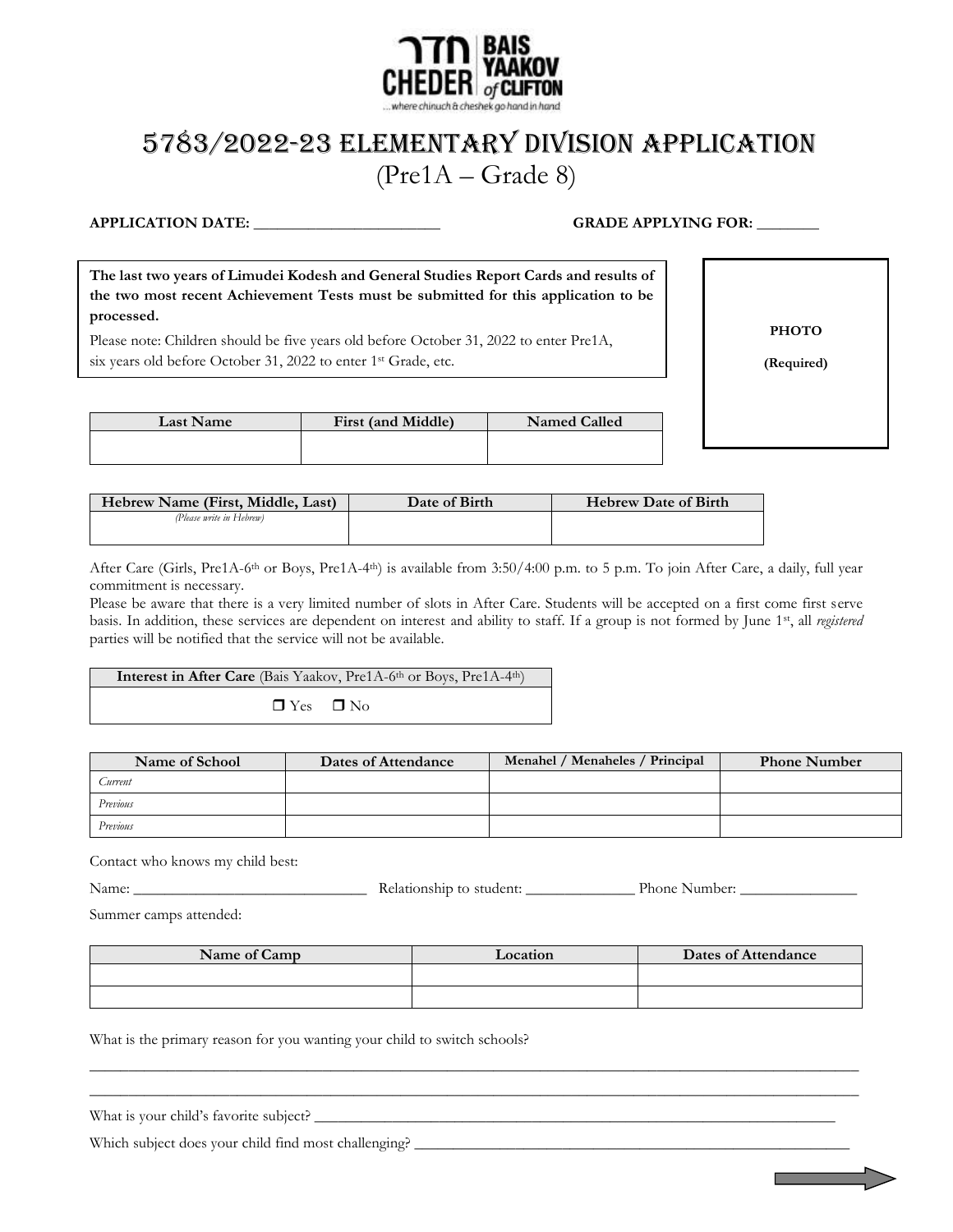חדר CHEDER | BAIS YAAKOV of CLIFTON

...where chinuch & cheshek go hand in hand

# 5783/2022-23 Elementary Division Application

## (Pre1A – Grade 8)

**APPLICATION DATE:** ________________________ **GRADE APPLYING FOR:** ________

**The last two years of Limudei Kodesh and General Studies Report Cards and results of the two most recent Achievement Tests must be submitted for this application to be processed.**

Please note: Children should be five years old before October 31, 2022 to enter Pre1A, six years old before October 31, 2022 to enter 1st Grade, etc.

**PHOTO**

**(Required)**

| Last Name | First (and Middle) | Named Called |
|---|---|---|
| | | |

| Hebrew Name (First, Middle, Last) | Date of Birth | Hebrew Date of Birth |
|---|---|---|
| *(Please write in Hebrew)* | | |

After Care (Girls, Pre1A-6th or Boys, Pre1A-4th) is available from 3:50/4:00 p.m. to 5 p.m. To join After Care, a daily, full year commitment is necessary.

Please be aware that there is a very limited number of slots in After Care. Students will be accepted on a first come first serve basis. In addition, these services are dependent on interest and ability to staff. If a group is not formed by June 1st, all *registered* parties will be notified that the service will not be available.

| **Interest in After Care** (Bais Yaakov, Pre1A-6th or Boys, Pre1A-4th) |
|---|
| ❒ Yes ❒ No |

| Name of School | Dates of Attendance | Menahel / Menaheles / Principal | Phone Number |
|---|---|---|---|
| *Current* | | | |
| *Previous* | | | |
| *Previous* | | | |

Contact who knows my child best:

Name: ______________________________ Relationship to student: ______________ Phone Number: _______________

Summer camps attended:

| Name of Camp | Location | Dates of Attendance |
|---|---|---|
| | | |
| | | |

What is the primary reason for you wanting your child to switch schools?

_______________________________________________________________________________________________

_______________________________________________________________________________________________

What is your child's favorite subject? ______________________________________________________________________

Which subject does your child find most challenging? ____________________________________________________________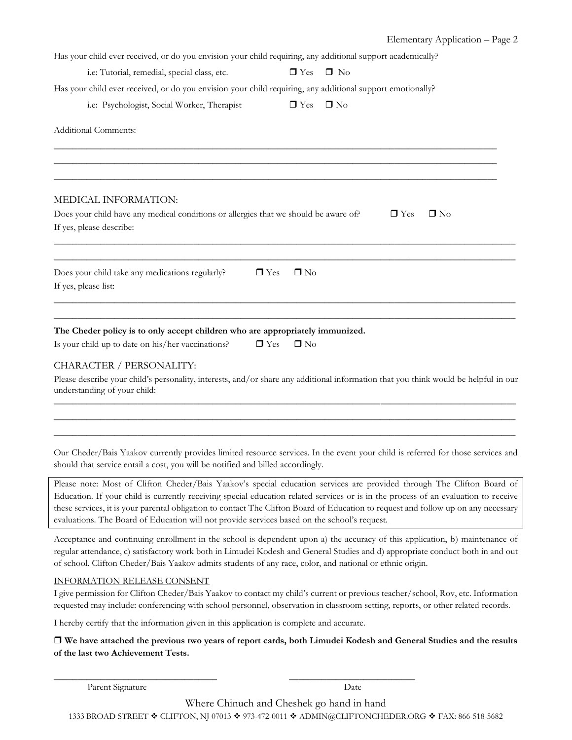Has your child ever received, or do you envision your child requiring, any additional support academically?

i.e: Tutorial, remedial, special class, etc. ❒ Yes ❒ No

Has your child ever received, or do you envision your child requiring, any additional support emotionally?

i.e: Psychologist, Social Worker, Therapist ❒ Yes ❒ No

Additional Comments:

______________________________________________________________________________

______________________________________________________________________________

______________________________________________________________________________

## MEDICAL INFORMATION:

Does your child have any medical conditions or allergies that we should be aware of? ❒ Yes ❒ No

If yes, please describe:

______________________________________________________________________________

______________________________________________________________________________

Does your child take any medications regularly? ❒ Yes ❒ No

If yes, please list:

______________________________________________________________________________

______________________________________________________________________________

**The Cheder policy is to only accept children who are appropriately immunized.**

Is your child up to date on his/her vaccinations? ❒ Yes ❒ No

## CHARACTER / PERSONALITY:

Please describe your child's personality, interests, and/or share any additional information that you think would be helpful in our understanding of your child:

______________________________________________________________________________

______________________________________________________________________________

______________________________________________________________________________

Our Cheder/Bais Yaakov currently provides limited resource services. In the event your child is referred for those services and should that service entail a cost, you will be notified and billed accordingly.

Please note: Most of Clifton Cheder/Bais Yaakov's special education services are provided through The Clifton Board of Education. If your child is currently receiving special education related services or is in the process of an evaluation to receive these services, it is your parental obligation to contact The Clifton Board of Education to request and follow up on any necessary evaluations. The Board of Education will not provide services based on the school's request.

Acceptance and continuing enrollment in the school is dependent upon a) the accuracy of this application, b) maintenance of regular attendance, c) satisfactory work both in Limudei Kodesh and General Studies and d) appropriate conduct both in and out of school. Clifton Cheder/Bais Yaakov admits students of any race, color, and national or ethnic origin.

INFORMATION RELEASE CONSENT

I give permission for Clifton Cheder/Bais Yaakov to contact my child's current or previous teacher/school, Rov, etc. Information requested may include: conferencing with school personnel, observation in classroom setting, reports, or other related records.

I hereby certify that the information given in this application is complete and accurate.

❒ **We have attached the previous two years of report cards, both Limudei Kodesh and General Studies and the results of the last two Achievement Tests.**

______________________________ ______________________________

Parent Signature Date

Where Chinuch and Cheshek go hand in hand

1333 BROAD STREET ❖ CLIFTON, NJ 07013 ❖ 973-472-0011 ❖ ADMIN@CLIFTONCHEDER.ORG ❖ FAX: 866-518-5682